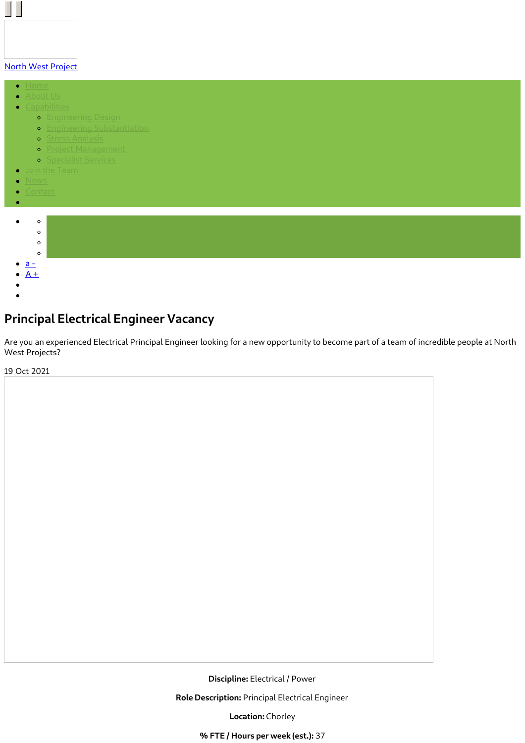North West Project

- Home
- About Us
- Capabilities
  - Engineering Design
  - Engineering Substantiation
  - Stress Analysis
  - Project Management
  - Specialist Services
- Join the Team
- News
- Contact

- a -
- A +

# Principal Electrical Engineer Vacancy

Are you an experienced Electrical Principal Engineer looking for a new opportunity to become part of a team of incredible people at North West Projects?

19 Oct 2021

**Discipline:** Electrical / Power

**Role Description:** Principal Electrical Engineer

**Location:** Chorley

**% FTE / Hours per week (est.):** 37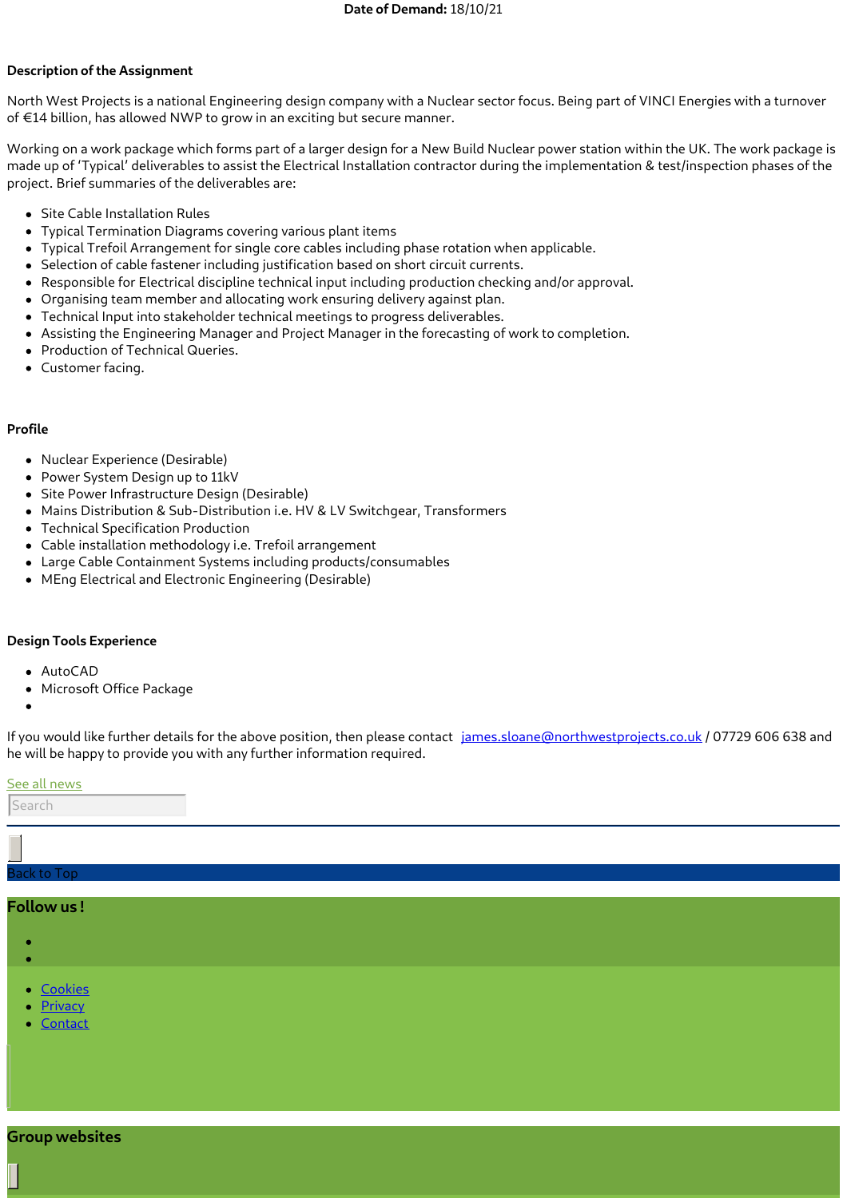**Date of Demand:** 18/10/21

**Description of the Assignment**

North West Projects is a national Engineering design company with a Nuclear sector focus. Being part of VINCI Energies with a turnover of €14 billion, has allowed NWP to grow in an exciting but secure manner.

Working on a work package which forms part of a larger design for a New Build Nuclear power station within the UK. The work package is made up of 'Typical' deliverables to assist the Electrical Installation contractor during the implementation & test/inspection phases of the project. Brief summaries of the deliverables are:

- Site Cable Installation Rules
- Typical Termination Diagrams covering various plant items
- Typical Trefoil Arrangement for single core cables including phase rotation when applicable.
- Selection of cable fastener including justification based on short circuit currents.
- Responsible for Electrical discipline technical input including production checking and/or approval.
- Organising team member and allocating work ensuring delivery against plan.
- Technical Input into stakeholder technical meetings to progress deliverables.
- Assisting the Engineering Manager and Project Manager in the forecasting of work to completion.
- Production of Technical Queries.
- Customer facing.

**Profile**

- Nuclear Experience (Desirable)
- Power System Design up to 11kV
- Site Power Infrastructure Design (Desirable)
- Mains Distribution & Sub-Distribution i.e. HV & LV Switchgear, Transformers
- Technical Specification Production
- Cable installation methodology i.e. Trefoil arrangement
- Large Cable Containment Systems including products/consumables
- MEng Electrical and Electronic Engineering (Desirable)

**Design Tools Experience**

- AutoCAD
- Microsoft Office Package

If you would like further details for the above position, then please contact james.sloane@northwestprojects.co.uk / 07729 606 638 and he will be happy to provide you with any further information required.

See all news

Search

Back to Top

## Follow us !

- Cookies
- Privacy
- Contact

## Group websites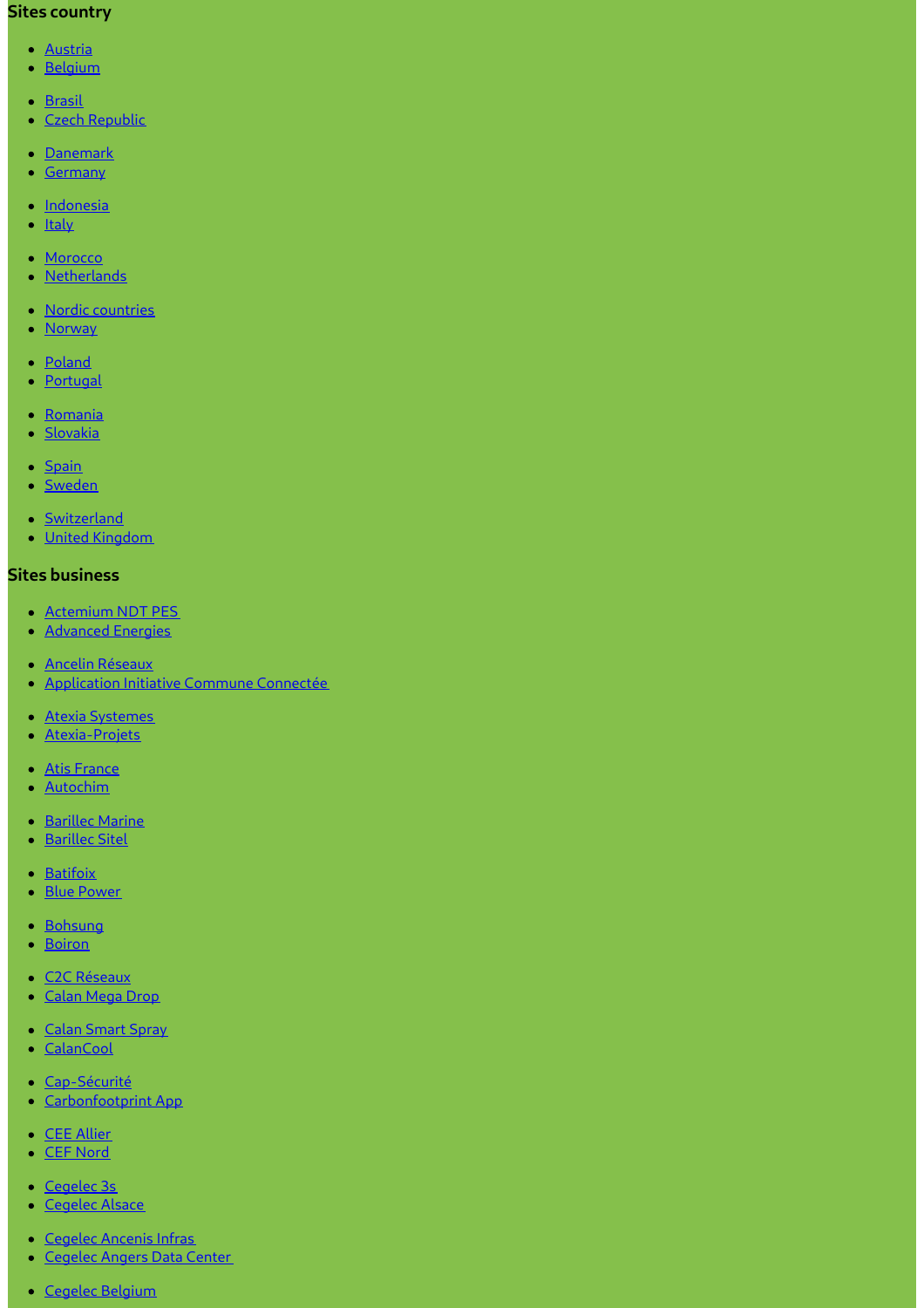### Sites country

- Austria
- Belgium

- Brasil
- Czech Republic

- Danemark
- Germany

- Indonesia
- Italy

- Morocco
- Netherlands

- Nordic countries
- Norway

- Poland
- Portugal

- Romania
- Slovakia

- Spain
- Sweden

- Switzerland
- United Kingdom

### Sites business

- Actemium NDT PES
- Advanced Energies

- Ancelin Réseaux
- Application Initiative Commune Connectée

- Atexia Systemes
- Atexia-Projets

- Atis France
- Autochim

- Barillec Marine
- Barillec Sitel

- Batifoix
- Blue Power

- Bohsung
- Boiron

- C2C Réseaux
- Calan Mega Drop

- Calan Smart Spray
- CalanCool

- Cap-Sécurité
- Carbonfootprint App

- CEE Allier
- CEF Nord

- Cegelec 3s
- Cegelec Alsace

- Cegelec Ancenis Infras
- Cegelec Angers Data Center

- Cegelec Belgium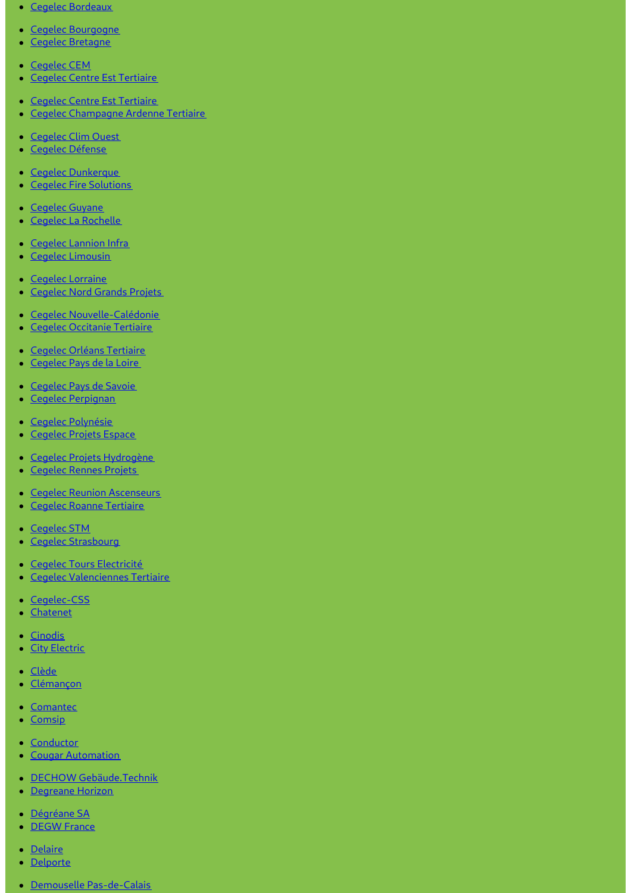- Cegelec Bordeaux

- Cegelec Bourgogne
- Cegelec Bretagne

- Cegelec CEM
- Cegelec Centre Est Tertiaire

- Cegelec Centre Est Tertiaire
- Cegelec Champagne Ardenne Tertiaire

- Cegelec Clim Ouest
- Cegelec Défense

- Cegelec Dunkerque
- Cegelec Fire Solutions

- Cegelec Guyane
- Cegelec La Rochelle

- Cegelec Lannion Infra
- Cegelec Limousin

- Cegelec Lorraine
- Cegelec Nord Grands Projets

- Cegelec Nouvelle-Calédonie
- Cegelec Occitanie Tertiaire

- Cegelec Orléans Tertiaire
- Cegelec Pays de la Loire

- Cegelec Pays de Savoie
- Cegelec Perpignan

- Cegelec Polynésie
- Cegelec Projets Espace

- Cegelec Projets Hydrogène
- Cegelec Rennes Projets

- Cegelec Reunion Ascenseurs
- Cegelec Roanne Tertiaire

- Cegelec STM
- Cegelec Strasbourg

- Cegelec Tours Electricité
- Cegelec Valenciennes Tertiaire

- Cegelec-CSS
- Chatenet

- Cinodis
- City Electric

- Clède
- Clémançon

- Comantec
- Comsip

- Conductor
- Cougar Automation

- DECHOW Gebäude.Technik
- Degreane Horizon

- Dégréane SA
- DEGW France

- Delaire
- Delporte

- Demouselle Pas-de-Calais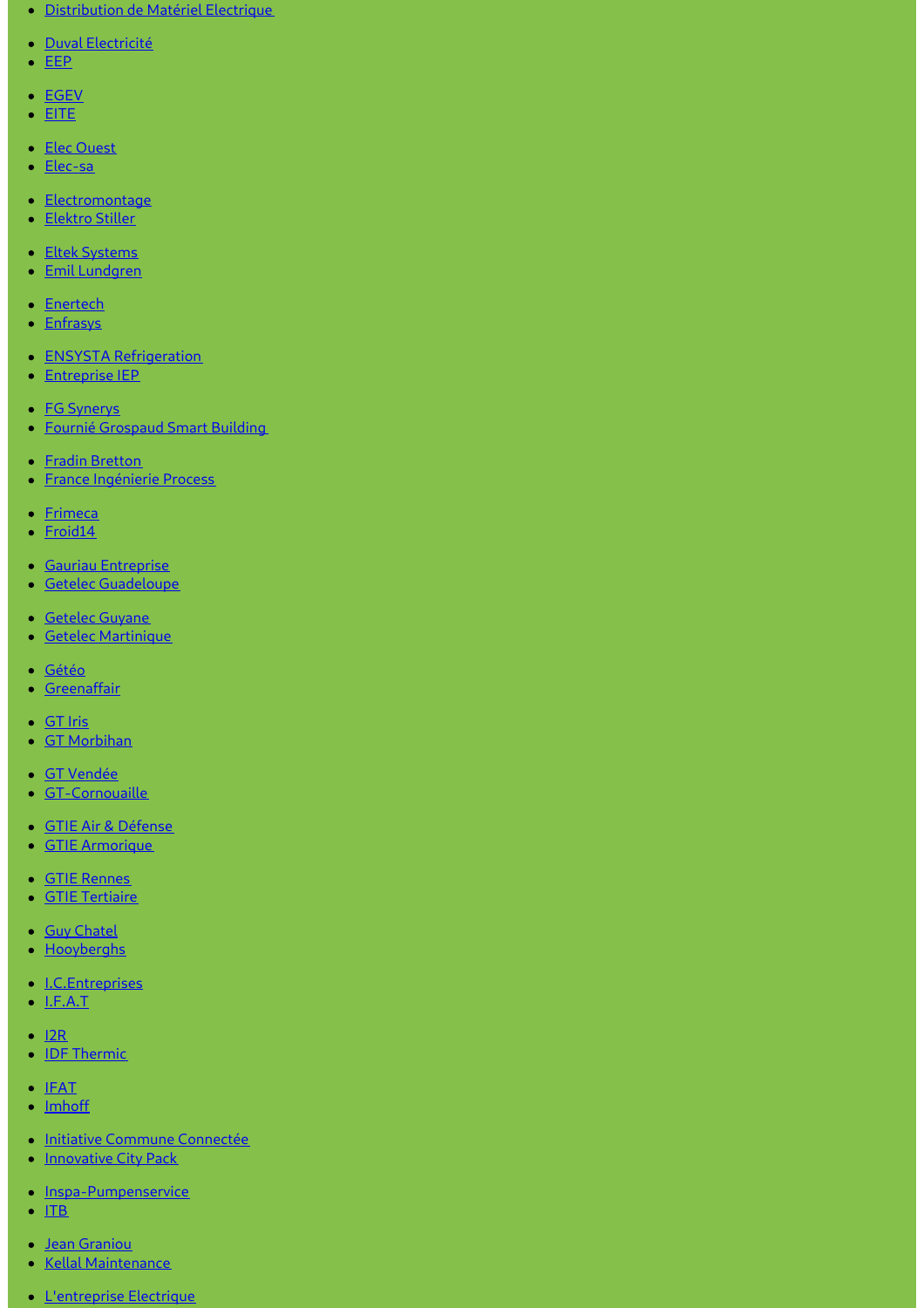- Distribution de Matériel Electrique

- Duval Electricité
- EEP

- EGEV
- EITE

- Elec Ouest
- Elec-sa

- Electromontage
- Elektro Stiller

- Eltek Systems
- Emil Lundgren

- Enertech
- Enfrasys

- ENSYSTA Refrigeration
- Entreprise IEP

- FG Synerys
- Fournié Grospaud Smart Building

- Fradin Bretton
- France Ingénierie Process

- Frimeca
- Froid14

- Gauriau Entreprise
- Getelec Guadeloupe

- Getelec Guyane
- Getelec Martinique

- Gétéo
- Greenaffair

- GT Iris
- GT Morbihan

- GT Vendée
- GT-Cornouaille

- GTIE Air & Défense
- GTIE Armorique

- GTIE Rennes
- GTIE Tertiaire

- Guy Chatel
- Hooyberghs

- I.C.Entreprises
- I.F.A.T

- I2R
- IDF Thermic

- IFAT
- Imhoff

- Initiative Commune Connectée
- Innovative City Pack

- Inspa-Pumpenservice
- ITB

- Jean Graniou
- Kellal Maintenance

- L'entreprise Electrique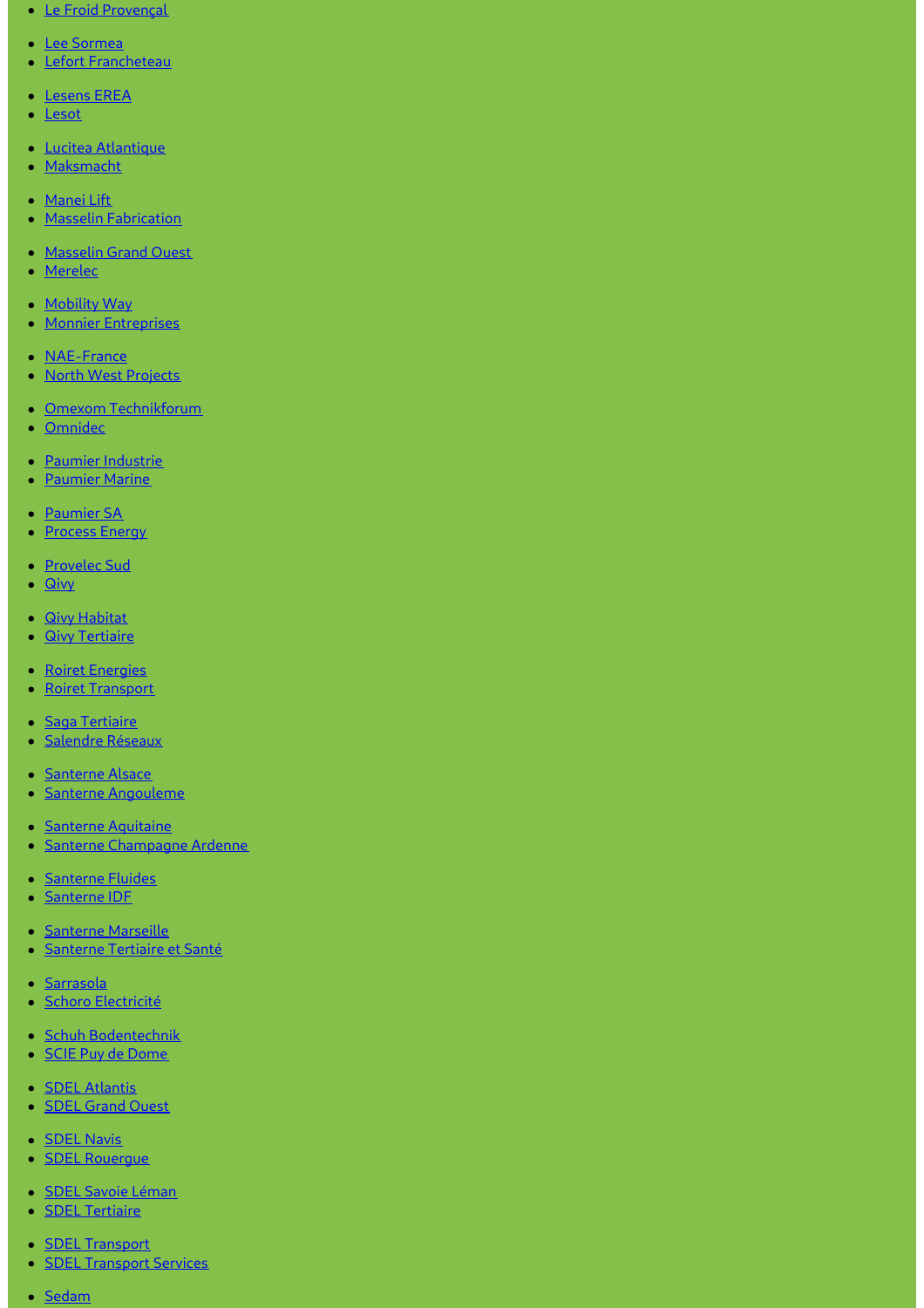- Le Froid Provençal
- Lee Sormea
- Lefort Francheteau
- Lesens EREA
- Lesot
- Lucitea Atlantique
- Maksmacht
- Manei Lift
- Masselin Fabrication
- Masselin Grand Ouest
- Merelec
- Mobility Way
- Monnier Entreprises
- NAE-France
- North West Projects
- Omexom Technikforum
- Omnidec
- Paumier Industrie
- Paumier Marine
- Paumier SA
- Process Energy
- Provelec Sud
- Qivy
- Qivy Habitat
- Qivy Tertiaire
- Roiret Energies
- Roiret Transport
- Saga Tertiaire
- Salendre Réseaux
- Santerne Alsace
- Santerne Angouleme
- Santerne Aquitaine
- Santerne Champagne Ardenne
- Santerne Fluides
- Santerne IDF
- Santerne Marseille
- Santerne Tertiaire et Santé
- Sarrasola
- Schoro Electricité
- Schuh Bodentechnik
- SCIE Puy de Dome
- SDEL Atlantis
- SDEL Grand Ouest
- SDEL Navis
- SDEL Rouergue
- SDEL Savoie Léman
- SDEL Tertiaire
- SDEL Transport
- SDEL Transport Services
- Sedam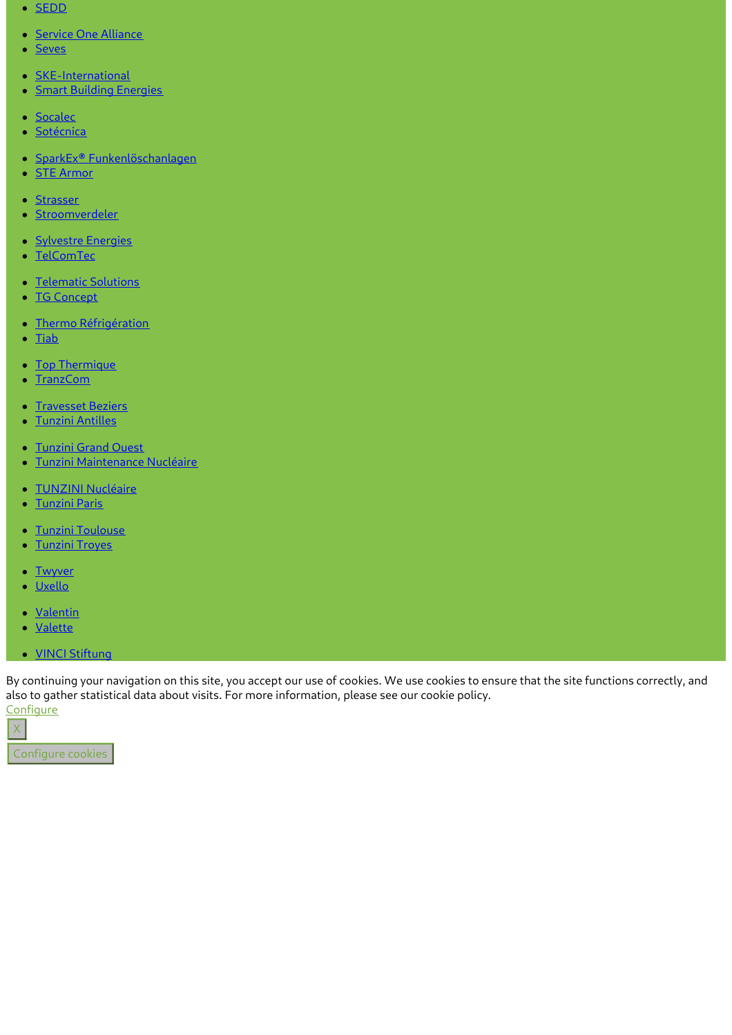- SEDD
- Service One Alliance
- Seves
- SKE-International
- Smart Building Energies
- Socalec
- Sotécnica
- SparkEx® Funkenlöschanlagen
- STE Armor
- Strasser
- Stroomverdeler
- Sylvestre Energies
- TelComTec
- Telematic Solutions
- TG Concept
- Thermo Réfrigération
- Tiab
- Top Thermique
- TranzCom
- Travesset Beziers
- Tunzini Antilles
- Tunzini Grand Ouest
- Tunzini Maintenance Nucléaire
- TUNZINI Nucléaire
- Tunzini Paris
- Tunzini Toulouse
- Tunzini Troyes
- Twyver
- Uxello
- Valentin
- Valette
- VINCI Stiftung

By continuing your navigation on this site, you accept our use of cookies. We use cookies to ensure that the site functions correctly, and also to gather statistical data about visits. For more information, please see our cookie policy.

Configure

X

Configure cookies